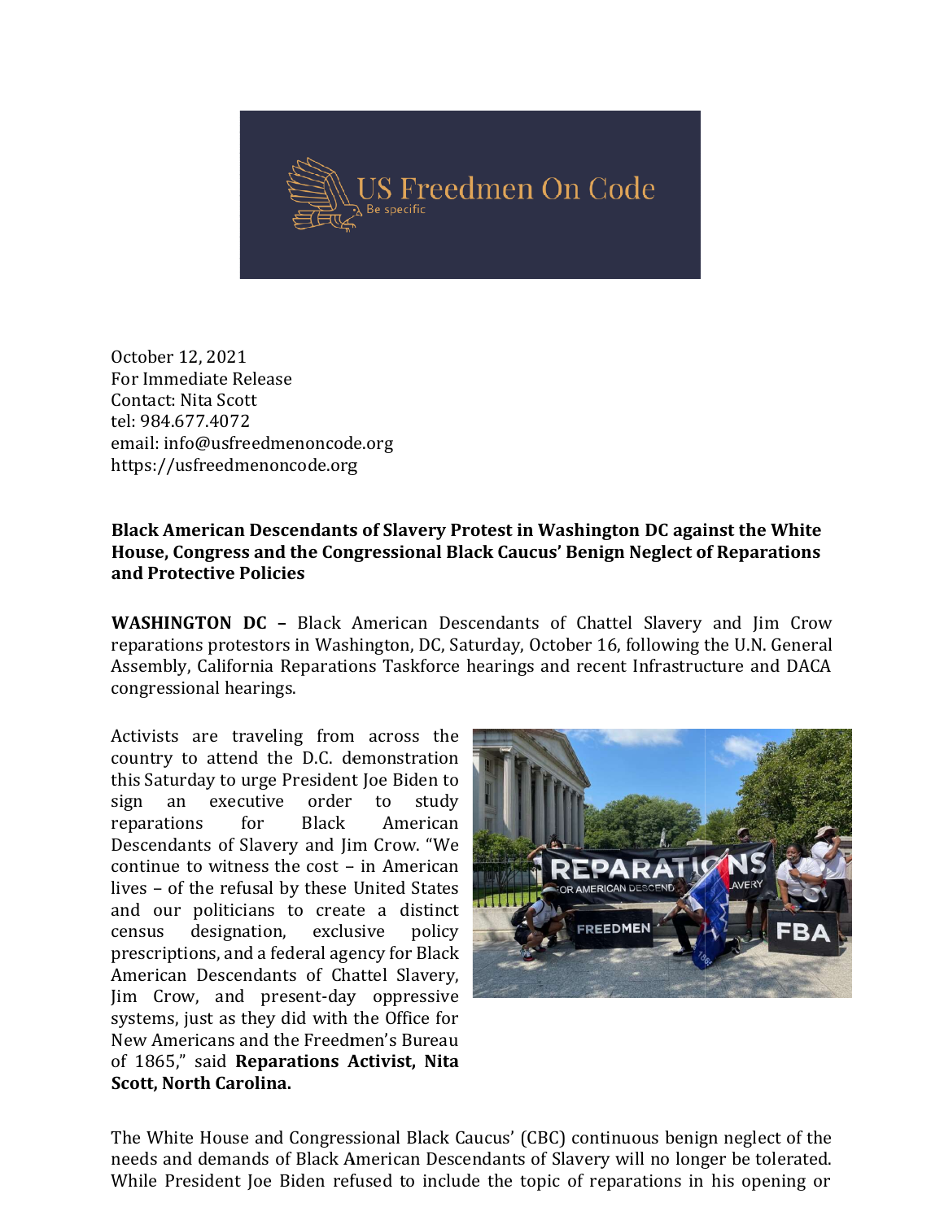US Freedmen On Code

Be specific

October 12, 2021
For Immediate Release
Contact: Nita Scott
tel: 984.677.4072
email: info@usfreedmenoncode.org
https://usfreedmenoncode.org

**Black American Descendants of Slavery Protest in Washington DC against the White House, Congress and the Congressional Black Caucus' Benign Neglect of Reparations and Protective Policies**

**WASHINGTON DC –** Black American Descendants of Chattel Slavery and Jim Crow reparations protestors in Washington, DC, Saturday, October 16, following the U.N. General Assembly, California Reparations Taskforce hearings and recent Infrastructure and DACA congressional hearings.

Activists are traveling from across the country to attend the D.C. demonstration this Saturday to urge President Joe Biden to sign an executive order to study reparations for Black American Descendants of Slavery and Jim Crow. "We continue to witness the cost – in American lives – of the refusal by these United States and our politicians to create a distinct census designation, exclusive policy prescriptions, and a federal agency for Black American Descendants of Chattel Slavery, Jim Crow, and present-day oppressive systems, just as they did with the Office for New Americans and the Freedmen's Bureau of 1865," said **Reparations Activist, Nita Scott, North Carolina.**

The White House and Congressional Black Caucus' (CBC) continuous benign neglect of the needs and demands of Black American Descendants of Slavery will no longer be tolerated. While President Joe Biden refused to include the topic of reparations in his opening or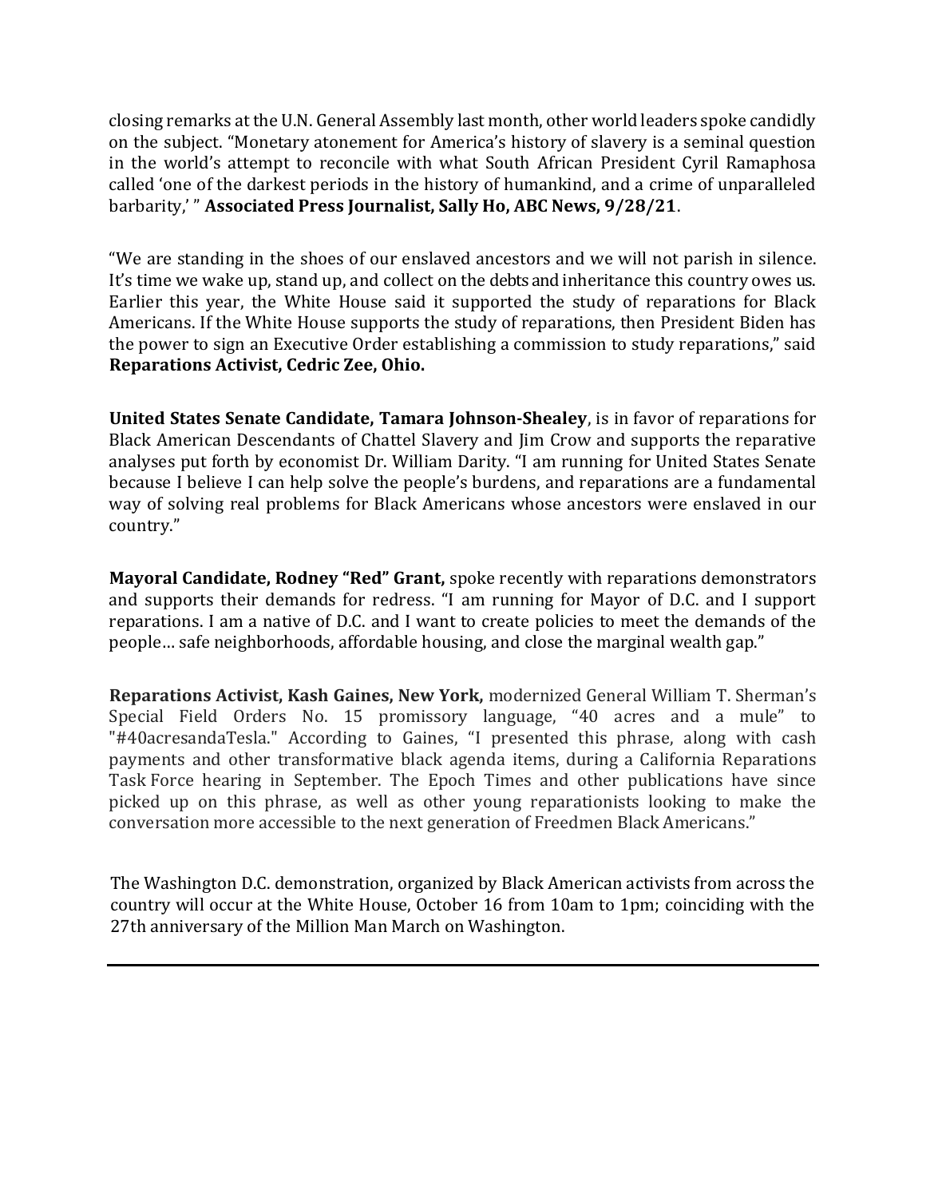closing remarks at the U.N. General Assembly last month, other world leaders spoke candidly on the subject. "Monetary atonement for America's history of slavery is a seminal question in the world's attempt to reconcile with what South African President Cyril Ramaphosa called 'one of the darkest periods in the history of humankind, and a crime of unparalleled barbarity,' " **Associated Press Journalist, Sally Ho, ABC News, 9/28/21**.

"We are standing in the shoes of our enslaved ancestors and we will not parish in silence. It's time we wake up, stand up, and collect on the debts and inheritance this country owes us. Earlier this year, the White House said it supported the study of reparations for Black Americans. If the White House supports the study of reparations, then President Biden has the power to sign an Executive Order establishing a commission to study reparations," said **Reparations Activist, Cedric Zee, Ohio.**

**United States Senate Candidate, Tamara Johnson-Shealey**, is in favor of reparations for Black American Descendants of Chattel Slavery and Jim Crow and supports the reparative analyses put forth by economist Dr. William Darity. "I am running for United States Senate because I believe I can help solve the people's burdens, and reparations are a fundamental way of solving real problems for Black Americans whose ancestors were enslaved in our country."

**Mayoral Candidate, Rodney "Red" Grant,** spoke recently with reparations demonstrators and supports their demands for redress. "I am running for Mayor of D.C. and I support reparations. I am a native of D.C. and I want to create policies to meet the demands of the people… safe neighborhoods, affordable housing, and close the marginal wealth gap."

**Reparations Activist, Kash Gaines, New York,** modernized General William T. Sherman's Special Field Orders No. 15 promissory language, "40 acres and a mule" to "#40acresandaTesla." According to Gaines, "I presented this phrase, along with cash payments and other transformative black agenda items, during a California Reparations Task Force hearing in September. The Epoch Times and other publications have since picked up on this phrase, as well as other young reparationists looking to make the conversation more accessible to the next generation of Freedmen Black Americans."

The Washington D.C. demonstration, organized by Black American activists from across the country will occur at the White House, October 16 from 10am to 1pm; coinciding with the 27th anniversary of the Million Man March on Washington.

---